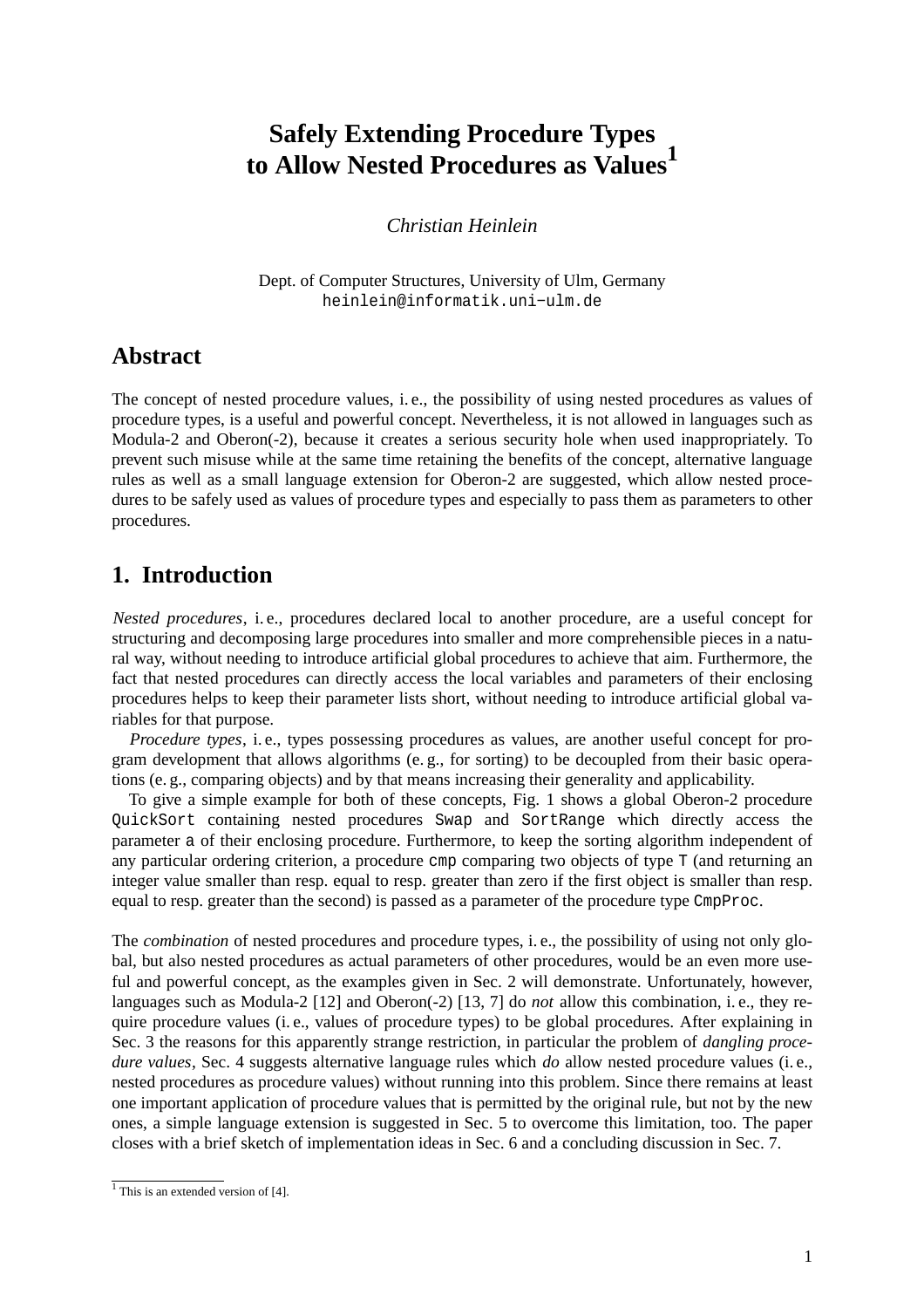# Safely Extending Procedure Types to Allow Nested Procedures as Values[1]

*Christian Heinlein*

Dept. of Computer Structures, University of Ulm, Germany
`heinlein@informatik.uni−ulm.de`

## Abstract

The concept of nested procedure values, i. e., the possibility of using nested procedures as values of procedure types, is a useful and powerful concept. Nevertheless, it is not allowed in languages such as Modula-2 and Oberon(-2), because it creates a serious security hole when used inappropriately. To prevent such misuse while at the same time retaining the benefits of the concept, alternative language rules as well as a small language extension for Oberon-2 are suggested, which allow nested procedures to be safely used as values of procedure types and especially to pass them as parameters to other procedures.

## 1. Introduction

*Nested procedures*, i. e., procedures declared local to another procedure, are a useful concept for structuring and decomposing large procedures into smaller and more comprehensible pieces in a natural way, without needing to introduce artificial global procedures to achieve that aim. Furthermore, the fact that nested procedures can directly access the local variables and parameters of their enclosing procedures helps to keep their parameter lists short, without needing to introduce artificial global variables for that purpose.

*Procedure types*, i. e., types possessing procedures as values, are another useful concept for program development that allows algorithms (e. g., for sorting) to be decoupled from their basic operations (e. g., comparing objects) and by that means increasing their generality and applicability.

To give a simple example for both of these concepts, Fig. 1 shows a global Oberon-2 procedure `QuickSort` containing nested procedures `Swap` and `SortRange` which directly access the parameter `a` of their enclosing procedure. Furthermore, to keep the sorting algorithm independent of any particular ordering criterion, a procedure `cmp` comparing two objects of type `T` (and returning an integer value smaller than resp. equal to resp. greater than zero if the first object is smaller than resp. equal to resp. greater than the second) is passed as a parameter of the procedure type `CmpProc`.

The *combination* of nested procedures and procedure types, i. e., the possibility of using not only global, but also nested procedures as actual parameters of other procedures, would be an even more useful and powerful concept, as the examples given in Sec. 2 will demonstrate. Unfortunately, however, languages such as Modula-2 [12] and Oberon(-2) [13, 7] do *not* allow this combination, i. e., they require procedure values (i. e., values of procedure types) to be global procedures. After explaining in Sec. 3 the reasons for this apparently strange restriction, in particular the problem of *dangling procedure values*, Sec. 4 suggests alternative language rules which *do* allow nested procedure values (i. e., nested procedures as procedure values) without running into this problem. Since there remains at least one important application of procedure values that is permitted by the original rule, but not by the new ones, a simple language extension is suggested in Sec. 5 to overcome this limitation, too. The paper closes with a brief sketch of implementation ideas in Sec. 6 and a concluding discussion in Sec. 7.

[1] This is an extended version of [4].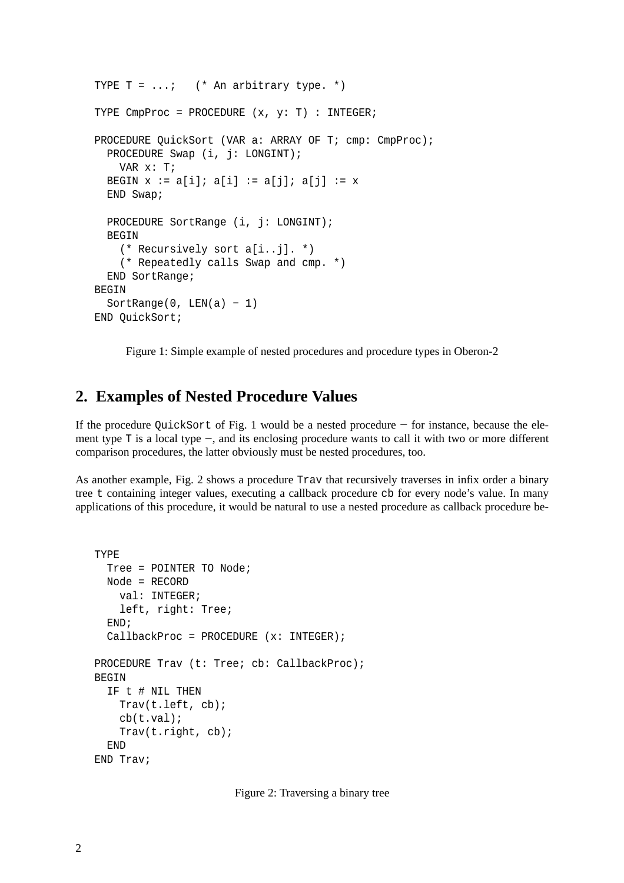```
TYPE T = ...;   (* An arbitrary type. *)

TYPE CmpProc = PROCEDURE (x, y: T) : INTEGER;

PROCEDURE QuickSort (VAR a: ARRAY OF T; cmp: CmpProc);
  PROCEDURE Swap (i, j: LONGINT);
    VAR x: T;
  BEGIN x := a[i]; a[i] := a[j]; a[j] := x
  END Swap;

  PROCEDURE SortRange (i, j: LONGINT);
  BEGIN
    (* Recursively sort a[i..j]. *)
    (* Repeatedly calls Swap and cmp. *)
  END SortRange;
BEGIN
  SortRange(0, LEN(a) − 1)
END QuickSort;
```

Figure 1: Simple example of nested procedures and procedure types in Oberon-2

## 2. Examples of Nested Procedure Values

If the procedure `QuickSort` of Fig. 1 would be a nested procedure − for instance, because the element type `T` is a local type −, and its enclosing procedure wants to call it with two or more different comparison procedures, the latter obviously must be nested procedures, too.

As another example, Fig. 2 shows a procedure `Trav` that recursively traverses in infix order a binary tree `t` containing integer values, executing a callback procedure `cb` for every node's value. In many applications of this procedure, it would be natural to use a nested procedure as callback procedure be-

```
TYPE
  Tree = POINTER TO Node;
  Node = RECORD
    val: INTEGER;
    left, right: Tree;
  END;
  CallbackProc = PROCEDURE (x: INTEGER);

PROCEDURE Trav (t: Tree; cb: CallbackProc);
BEGIN
  IF t # NIL THEN
    Trav(t.left, cb);
    cb(t.val);
    Trav(t.right, cb);
  END
END Trav;
```

Figure 2: Traversing a binary tree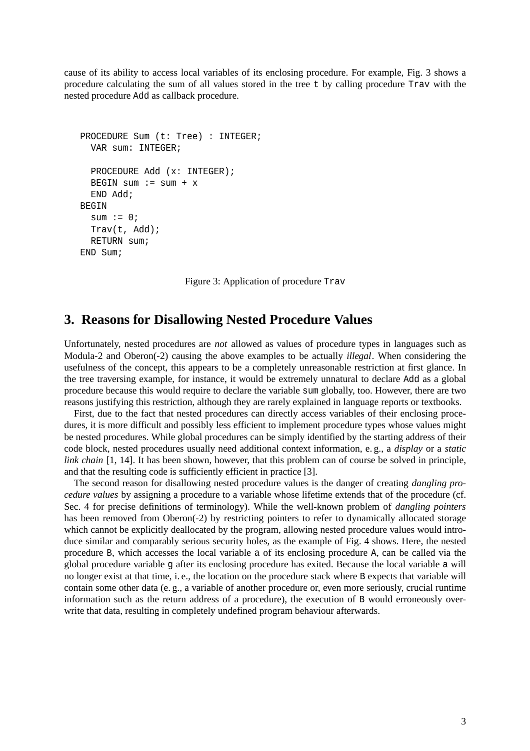cause of its ability to access local variables of its enclosing procedure. For example, Fig. 3 shows a procedure calculating the sum of all values stored in the tree `t` by calling procedure `Trav` with the nested procedure `Add` as callback procedure.

```
PROCEDURE Sum (t: Tree) : INTEGER;
  VAR sum: INTEGER;

  PROCEDURE Add (x: INTEGER);
  BEGIN sum := sum + x
  END Add;
BEGIN
  sum := 0;
  Trav(t, Add);
  RETURN sum;
END Sum;
```

Figure 3: Application of procedure `Trav`

## 3. Reasons for Disallowing Nested Procedure Values

Unfortunately, nested procedures are *not* allowed as values of procedure types in languages such as Modula-2 and Oberon(-2) causing the above examples to be actually *illegal*. When considering the usefulness of the concept, this appears to be a completely unreasonable restriction at first glance. In the tree traversing example, for instance, it would be extremely unnatural to declare `Add` as a global procedure because this would require to declare the variable `sum` globally, too. However, there are two reasons justifying this restriction, although they are rarely explained in language reports or textbooks.

First, due to the fact that nested procedures can directly access variables of their enclosing procedures, it is more difficult and possibly less efficient to implement procedure types whose values might be nested procedures. While global procedures can be simply identified by the starting address of their code block, nested procedures usually need additional context information, e. g., a *display* or a *static link chain* [1, 14]. It has been shown, however, that this problem can of course be solved in principle, and that the resulting code is sufficiently efficient in practice [3].

The second reason for disallowing nested procedure values is the danger of creating *dangling procedure values* by assigning a procedure to a variable whose lifetime extends that of the procedure (cf. Sec. 4 for precise definitions of terminology). While the well-known problem of *dangling pointers* has been removed from Oberon(-2) by restricting pointers to refer to dynamically allocated storage which cannot be explicitly deallocated by the program, allowing nested procedure values would introduce similar and comparably serious security holes, as the example of Fig. 4 shows. Here, the nested procedure `B`, which accesses the local variable `a` of its enclosing procedure `A`, can be called via the global procedure variable `g` after its enclosing procedure has exited. Because the local variable `a` will no longer exist at that time, i. e., the location on the procedure stack where `B` expects that variable will contain some other data (e. g., a variable of another procedure or, even more seriously, crucial runtime information such as the return address of a procedure), the execution of `B` would erroneously overwrite that data, resulting in completely undefined program behaviour afterwards.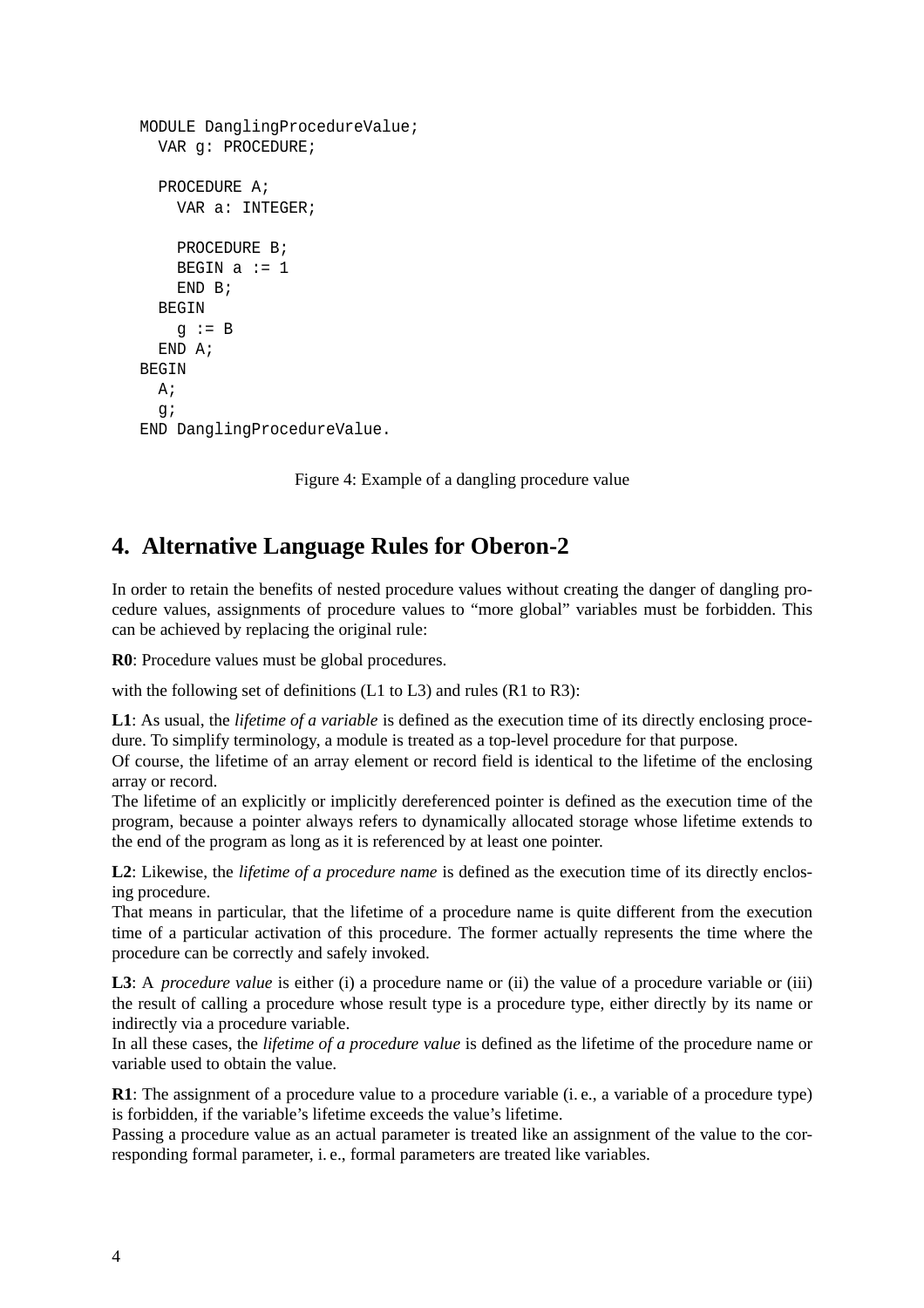```
MODULE DanglingProcedureValue;
  VAR g: PROCEDURE;

  PROCEDURE A;
    VAR a: INTEGER;

    PROCEDURE B;
    BEGIN a := 1
    END B;
  BEGIN
    g := B
  END A;
BEGIN
  A;
  g;
END DanglingProcedureValue.
```

Figure 4: Example of a dangling procedure value

## 4. Alternative Language Rules for Oberon-2

In order to retain the benefits of nested procedure values without creating the danger of dangling procedure values, assignments of procedure values to "more global" variables must be forbidden. This can be achieved by replacing the original rule:

**R0**: Procedure values must be global procedures.

with the following set of definitions (L1 to L3) and rules (R1 to R3):

**L1**: As usual, the *lifetime of a variable* is defined as the execution time of its directly enclosing procedure. To simplify terminology, a module is treated as a top-level procedure for that purpose.
Of course, the lifetime of an array element or record field is identical to the lifetime of the enclosing array or record.
The lifetime of an explicitly or implicitly dereferenced pointer is defined as the execution time of the program, because a pointer always refers to dynamically allocated storage whose lifetime extends to the end of the program as long as it is referenced by at least one pointer.

**L2**: Likewise, the *lifetime of a procedure name* is defined as the execution time of its directly enclosing procedure.
That means in particular, that the lifetime of a procedure name is quite different from the execution time of a particular activation of this procedure. The former actually represents the time where the procedure can be correctly and safely invoked.

**L3**: A *procedure value* is either (i) a procedure name or (ii) the value of a procedure variable or (iii) the result of calling a procedure whose result type is a procedure type, either directly by its name or indirectly via a procedure variable.
In all these cases, the *lifetime of a procedure value* is defined as the lifetime of the procedure name or variable used to obtain the value.

**R1**: The assignment of a procedure value to a procedure variable (i. e., a variable of a procedure type) is forbidden, if the variable's lifetime exceeds the value's lifetime.
Passing a procedure value as an actual parameter is treated like an assignment of the value to the corresponding formal parameter, i. e., formal parameters are treated like variables.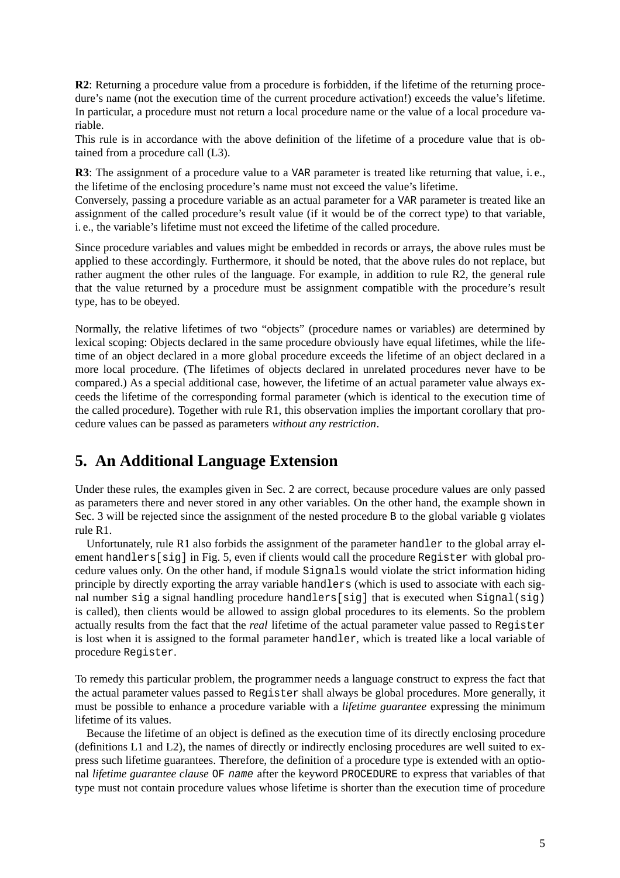**R2**: Returning a procedure value from a procedure is forbidden, if the lifetime of the returning procedure's name (not the execution time of the current procedure activation!) exceeds the value's lifetime. In particular, a procedure must not return a local procedure name or the value of a local procedure variable.

This rule is in accordance with the above definition of the lifetime of a procedure value that is obtained from a procedure call (L3).

**R3**: The assignment of a procedure value to a `VAR` parameter is treated like returning that value, i. e., the lifetime of the enclosing procedure's name must not exceed the value's lifetime.

Conversely, passing a procedure variable as an actual parameter for a `VAR` parameter is treated like an assignment of the called procedure's result value (if it would be of the correct type) to that variable, i. e., the variable's lifetime must not exceed the lifetime of the called procedure.

Since procedure variables and values might be embedded in records or arrays, the above rules must be applied to these accordingly. Furthermore, it should be noted, that the above rules do not replace, but rather augment the other rules of the language. For example, in addition to rule R2, the general rule that the value returned by a procedure must be assignment compatible with the procedure's result type, has to be obeyed.

Normally, the relative lifetimes of two "objects" (procedure names or variables) are determined by lexical scoping: Objects declared in the same procedure obviously have equal lifetimes, while the lifetime of an object declared in a more global procedure exceeds the lifetime of an object declared in a more local procedure. (The lifetimes of objects declared in unrelated procedures never have to be compared.) As a special additional case, however, the lifetime of an actual parameter value always exceeds the lifetime of the corresponding formal parameter (which is identical to the execution time of the called procedure). Together with rule R1, this observation implies the important corollary that procedure values can be passed as parameters *without any restriction*.

## 5. An Additional Language Extension

Under these rules, the examples given in Sec. 2 are correct, because procedure values are only passed as parameters there and never stored in any other variables. On the other hand, the example shown in Sec. 3 will be rejected since the assignment of the nested procedure `B` to the global variable `g` violates rule R1.

Unfortunately, rule R1 also forbids the assignment of the parameter `handler` to the global array element `handlers[sig]` in Fig. 5, even if clients would call the procedure `Register` with global procedure values only. On the other hand, if module `Signals` would violate the strict information hiding principle by directly exporting the array variable `handlers` (which is used to associate with each signal number `sig` a signal handling procedure `handlers[sig]` that is executed when `Signal(sig)` is called), then clients would be allowed to assign global procedures to its elements. So the problem actually results from the fact that the *real* lifetime of the actual parameter value passed to `Register` is lost when it is assigned to the formal parameter `handler`, which is treated like a local variable of procedure `Register`.

To remedy this particular problem, the programmer needs a language construct to express the fact that the actual parameter values passed to `Register` shall always be global procedures. More generally, it must be possible to enhance a procedure variable with a *lifetime guarantee* expressing the minimum lifetime of its values.

Because the lifetime of an object is defined as the execution time of its directly enclosing procedure (definitions L1 and L2), the names of directly or indirectly enclosing procedures are well suited to express such lifetime guarantees. Therefore, the definition of a procedure type is extended with an optional *lifetime guarantee clause* `OF` *`name`* after the keyword `PROCEDURE` to express that variables of that type must not contain procedure values whose lifetime is shorter than the execution time of procedure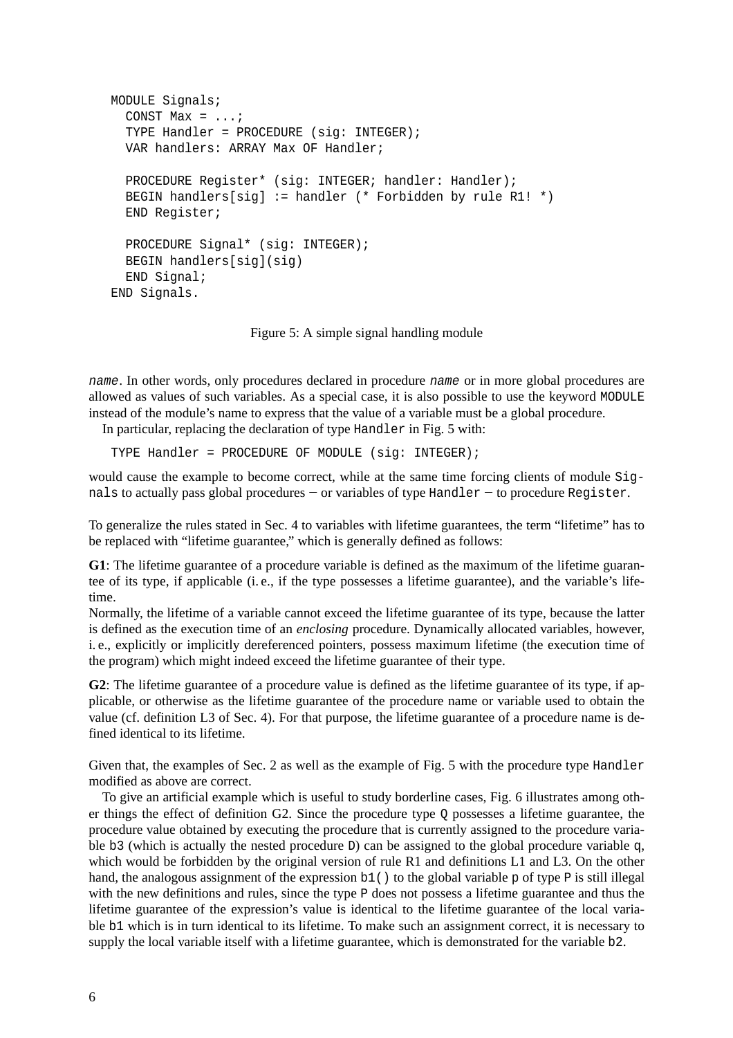```
MODULE Signals;
  CONST Max = ...;
  TYPE Handler = PROCEDURE (sig: INTEGER);
  VAR handlers: ARRAY Max OF Handler;

  PROCEDURE Register* (sig: INTEGER; handler: Handler);
  BEGIN handlers[sig] := handler (* Forbidden by rule R1! *)
  END Register;

  PROCEDURE Signal* (sig: INTEGER);
  BEGIN handlers[sig](sig)
  END Signal;
END Signals.
```

Figure 5: A simple signal handling module

`name`. In other words, only procedures declared in procedure `name` or in more global procedures are allowed as values of such variables. As a special case, it is also possible to use the keyword `MODULE` instead of the module's name to express that the value of a variable must be a global procedure.

In particular, replacing the declaration of type `Handler` in Fig. 5 with:

```
TYPE Handler = PROCEDURE OF MODULE (sig: INTEGER);
```

would cause the example to become correct, while at the same time forcing clients of module `Signals` to actually pass global procedures — or variables of type `Handler` — to procedure `Register`.

To generalize the rules stated in Sec. 4 to variables with lifetime guarantees, the term "lifetime" has to be replaced with "lifetime guarantee," which is generally defined as follows:

**G1**: The lifetime guarantee of a procedure variable is defined as the maximum of the lifetime guarantee of its type, if applicable (i. e., if the type possesses a lifetime guarantee), and the variable's lifetime.

Normally, the lifetime of a variable cannot exceed the lifetime guarantee of its type, because the latter is defined as the execution time of an *enclosing* procedure. Dynamically allocated variables, however, i. e., explicitly or implicitly dereferenced pointers, possess maximum lifetime (the execution time of the program) which might indeed exceed the lifetime guarantee of their type.

**G2**: The lifetime guarantee of a procedure value is defined as the lifetime guarantee of its type, if applicable, or otherwise as the lifetime guarantee of the procedure name or variable used to obtain the value (cf. definition L3 of Sec. 4). For that purpose, the lifetime guarantee of a procedure name is defined identical to its lifetime.

Given that, the examples of Sec. 2 as well as the example of Fig. 5 with the procedure type `Handler` modified as above are correct.

To give an artificial example which is useful to study borderline cases, Fig. 6 illustrates among other things the effect of definition G2. Since the procedure type `Q` possesses a lifetime guarantee, the procedure value obtained by executing the procedure that is currently assigned to the procedure variable `b3` (which is actually the nested procedure `D`) can be assigned to the global procedure variable `q`, which would be forbidden by the original version of rule R1 and definitions L1 and L3. On the other hand, the analogous assignment of the expression `b1()` to the global variable `p` of type `P` is still illegal with the new definitions and rules, since the type `P` does not possess a lifetime guarantee and thus the lifetime guarantee of the expression's value is identical to the lifetime guarantee of the local variable `b1` which is in turn identical to its lifetime. To make such an assignment correct, it is necessary to supply the local variable itself with a lifetime guarantee, which is demonstrated for the variable `b2`.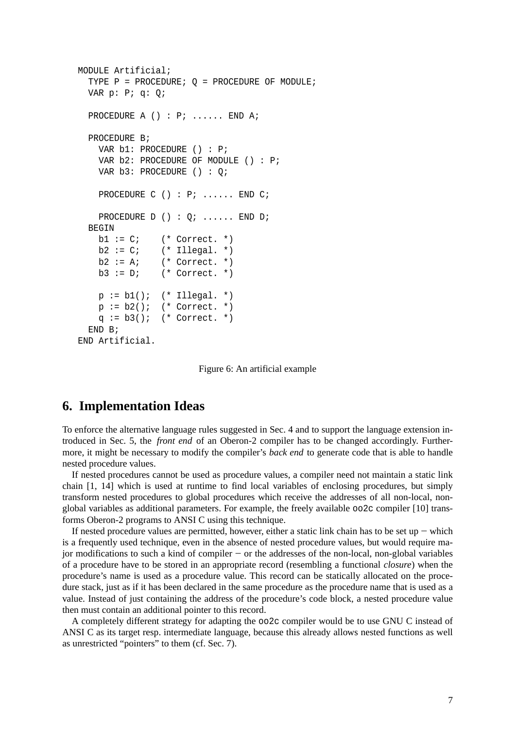```
MODULE Artificial;
  TYPE P = PROCEDURE; Q = PROCEDURE OF MODULE;
  VAR p: P; q: Q;

  PROCEDURE A () : P; ...... END A;

  PROCEDURE B;
    VAR b1: PROCEDURE () : P;
    VAR b2: PROCEDURE OF MODULE () : P;
    VAR b3: PROCEDURE () : Q;

    PROCEDURE C () : P; ...... END C;

    PROCEDURE D () : Q; ...... END D;
  BEGIN
    b1 := C;    (* Correct. *)
    b2 := C;    (* Illegal. *)
    b2 := A;    (* Correct. *)
    b3 := D;    (* Correct. *)

    p := b1();  (* Illegal. *)
    p := b2();  (* Correct. *)
    q := b3();  (* Correct. *)
  END B;
END Artificial.
```

Figure 6: An artificial example

## 6. Implementation Ideas

To enforce the alternative language rules suggested in Sec. 4 and to support the language extension introduced in Sec. 5, the *front end* of an Oberon-2 compiler has to be changed accordingly. Furthermore, it might be necessary to modify the compiler's *back end* to generate code that is able to handle nested procedure values.

If nested procedures cannot be used as procedure values, a compiler need not maintain a static link chain [1, 14] which is used at runtime to find local variables of enclosing procedures, but simply transform nested procedures to global procedures which receive the addresses of all non-local, non-global variables as additional parameters. For example, the freely available `oo2c` compiler [10] transforms Oberon-2 programs to ANSI C using this technique.

If nested procedure values are permitted, however, either a static link chain has to be set up − which is a frequently used technique, even in the absence of nested procedure values, but would require major modifications to such a kind of compiler − or the addresses of the non-local, non-global variables of a procedure have to be stored in an appropriate record (resembling a functional *closure*) when the procedure's name is used as a procedure value. This record can be statically allocated on the procedure stack, just as if it has been declared in the same procedure as the procedure name that is used as a value. Instead of just containing the address of the procedure's code block, a nested procedure value then must contain an additional pointer to this record.

A completely different strategy for adapting the `oo2c` compiler would be to use GNU C instead of ANSI C as its target resp. intermediate language, because this already allows nested functions as well as unrestricted "pointers" to them (cf. Sec. 7).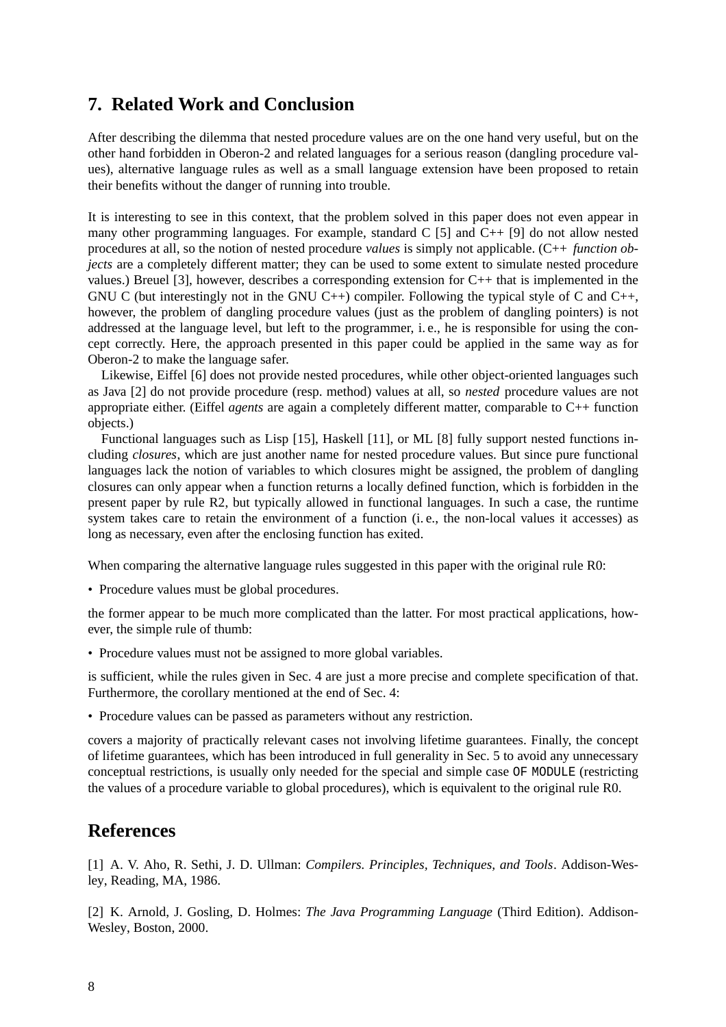## 7. Related Work and Conclusion

After describing the dilemma that nested procedure values are on the one hand very useful, but on the other hand forbidden in Oberon-2 and related languages for a serious reason (dangling procedure values), alternative language rules as well as a small language extension have been proposed to retain their benefits without the danger of running into trouble.

It is interesting to see in this context, that the problem solved in this paper does not even appear in many other programming languages. For example, standard C [5] and C++ [9] do not allow nested procedures at all, so the notion of nested procedure *values* is simply not applicable. (C++ *function objects* are a completely different matter; they can be used to some extent to simulate nested procedure values.) Breuel [3], however, describes a corresponding extension for C++ that is implemented in the GNU C (but interestingly not in the GNU C++) compiler. Following the typical style of C and C++, however, the problem of dangling procedure values (just as the problem of dangling pointers) is not addressed at the language level, but left to the programmer, i. e., he is responsible for using the concept correctly. Here, the approach presented in this paper could be applied in the same way as for Oberon-2 to make the language safer.

Likewise, Eiffel [6] does not provide nested procedures, while other object-oriented languages such as Java [2] do not provide procedure (resp. method) values at all, so *nested* procedure values are not appropriate either. (Eiffel *agents* are again a completely different matter, comparable to C++ function objects.)

Functional languages such as Lisp [15], Haskell [11], or ML [8] fully support nested functions including *closures*, which are just another name for nested procedure values. But since pure functional languages lack the notion of variables to which closures might be assigned, the problem of dangling closures can only appear when a function returns a locally defined function, which is forbidden in the present paper by rule R2, but typically allowed in functional languages. In such a case, the runtime system takes care to retain the environment of a function (i. e., the non-local values it accesses) as long as necessary, even after the enclosing function has exited.

When comparing the alternative language rules suggested in this paper with the original rule R0:

- Procedure values must be global procedures.

the former appear to be much more complicated than the latter. For most practical applications, however, the simple rule of thumb:

- Procedure values must not be assigned to more global variables.

is sufficient, while the rules given in Sec. 4 are just a more precise and complete specification of that. Furthermore, the corollary mentioned at the end of Sec. 4:

- Procedure values can be passed as parameters without any restriction.

covers a majority of practically relevant cases not involving lifetime guarantees. Finally, the concept of lifetime guarantees, which has been introduced in full generality in Sec. 5 to avoid any unnecessary conceptual restrictions, is usually only needed for the special and simple case `OF MODULE` (restricting the values of a procedure variable to global procedures), which is equivalent to the original rule R0.

## References

[1] A. V. Aho, R. Sethi, J. D. Ullman: *Compilers. Principles, Techniques, and Tools*. Addison-Wesley, Reading, MA, 1986.

[2] K. Arnold, J. Gosling, D. Holmes: *The Java Programming Language* (Third Edition). Addison-Wesley, Boston, 2000.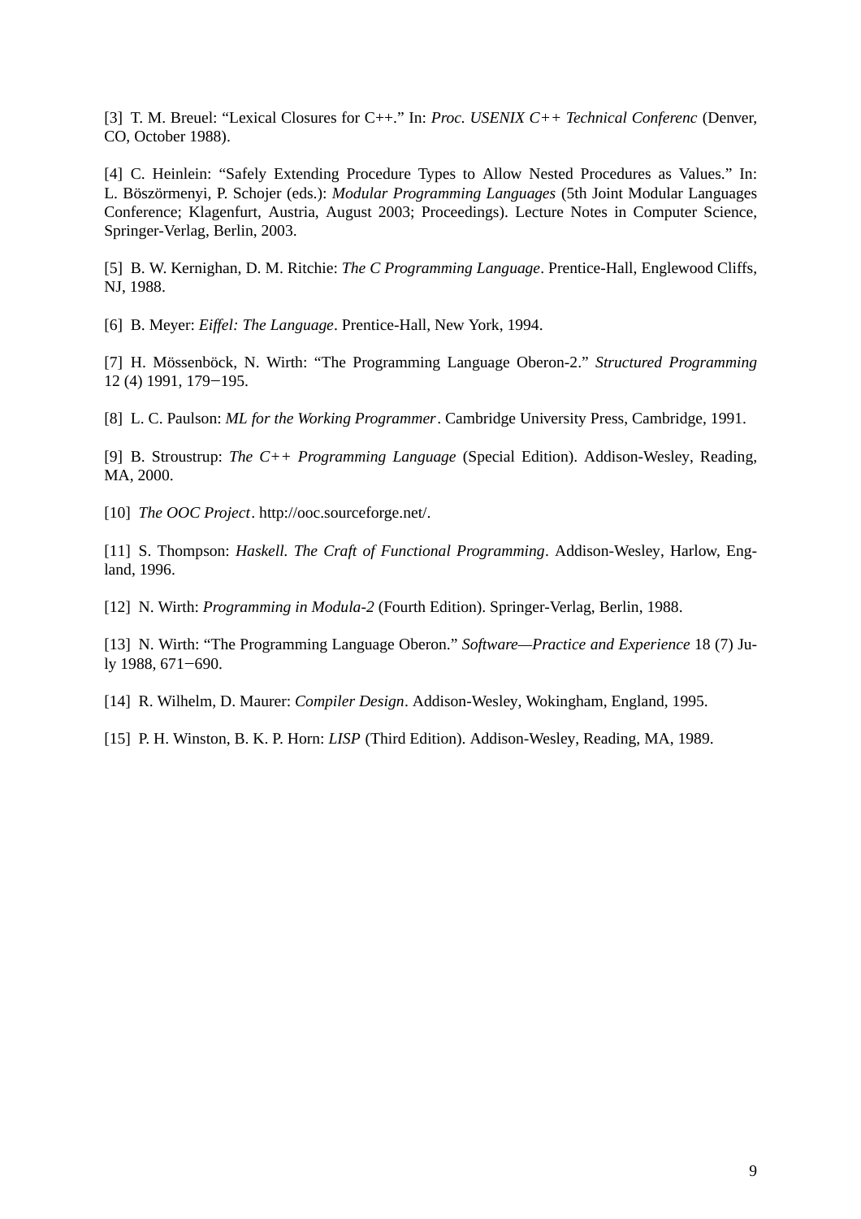[3] T. M. Breuel: "Lexical Closures for C++." In: *Proc. USENIX C++ Technical Conferenc* (Denver, CO, October 1988).

[4] C. Heinlein: "Safely Extending Procedure Types to Allow Nested Procedures as Values." In: L. Böszörmenyi, P. Schojer (eds.): *Modular Programming Languages* (5th Joint Modular Languages Conference; Klagenfurt, Austria, August 2003; Proceedings). Lecture Notes in Computer Science, Springer-Verlag, Berlin, 2003.

[5] B. W. Kernighan, D. M. Ritchie: *The C Programming Language*. Prentice-Hall, Englewood Cliffs, NJ, 1988.

[6] B. Meyer: *Eiffel: The Language*. Prentice-Hall, New York, 1994.

[7] H. Mössenböck, N. Wirth: "The Programming Language Oberon-2." *Structured Programming* 12 (4) 1991, 179−195.

[8] L. C. Paulson: *ML for the Working Programmer*. Cambridge University Press, Cambridge, 1991.

[9] B. Stroustrup: *The C++ Programming Language* (Special Edition). Addison-Wesley, Reading, MA, 2000.

[10] *The OOC Project*. http://ooc.sourceforge.net/.

[11] S. Thompson: *Haskell. The Craft of Functional Programming*. Addison-Wesley, Harlow, England, 1996.

[12] N. Wirth: *Programming in Modula-2* (Fourth Edition). Springer-Verlag, Berlin, 1988.

[13] N. Wirth: "The Programming Language Oberon." *Software—Practice and Experience* 18 (7) July 1988, 671−690.

[14] R. Wilhelm, D. Maurer: *Compiler Design*. Addison-Wesley, Wokingham, England, 1995.

[15] P. H. Winston, B. K. P. Horn: *LISP* (Third Edition). Addison-Wesley, Reading, MA, 1989.